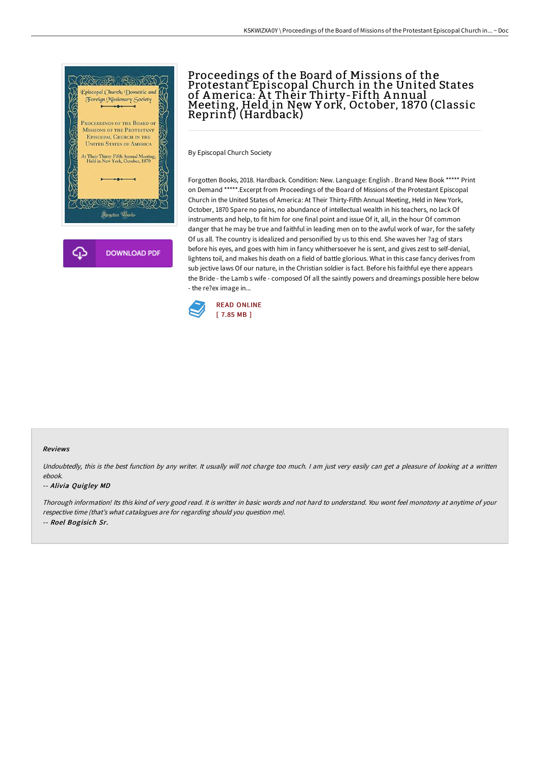# Proceedings of the Board of Missions of the Protestant Episcopal Church in the United States of America: At Their Thirty-Fifth Annual Meeting, Held in New York, October, 1870 (Classic Reprint) (Hardback)

By Episcopal Church Society

Forgotten Books, 2018. Hardback. Condition: New. Language: English . Brand New Book ***** Print on Demand *****.Excerpt from Proceedings of the Board of Missions of the Protestant Episcopal Church in the United States of America: At Their Thirty-Fifth Annual Meeting, Held in New York, October, 1870 Spare no pains, no abundance of intellectual wealth in his teachers, no lack Of instruments and help, to fit him for one final point and issue Of it, all, in the hour Of common danger that he may be true and faithful in leading men on to the awful work of war, for the safety Of us all. The country is idealized and personified by us to this end. She waves her ?ag of stars before his eyes, and goes with him in fancy whithersoever he is sent, and gives zest to self-denial, lightens toil, and makes his death on a field of battle glorious. What in this case fancy derives from sub jective laws Of our nature, in the Christian soldier is fact. Before his faithful eye there appears the Bride - the Lamb s wife - composed Of all the saintly powers and dreamings possible here below - the re?ex image in...

READ ONLINE
[ 7.85 MB ]

DOWNLOAD PDF

## Reviews

*Undoubtedly, this is the best function by any writer. It usually will not charge too much. I am just very easily can get a pleasure of looking at a written ebook.*

-- ***Alivia Quigley MD***

*Thorough information! Its this kind of very good read. It is writter in basic words and not hard to understand. You wont feel monotony at anytime of your respective time (that's what catalogues are for regarding should you question me).*

-- ***Roel Bogisich Sr.***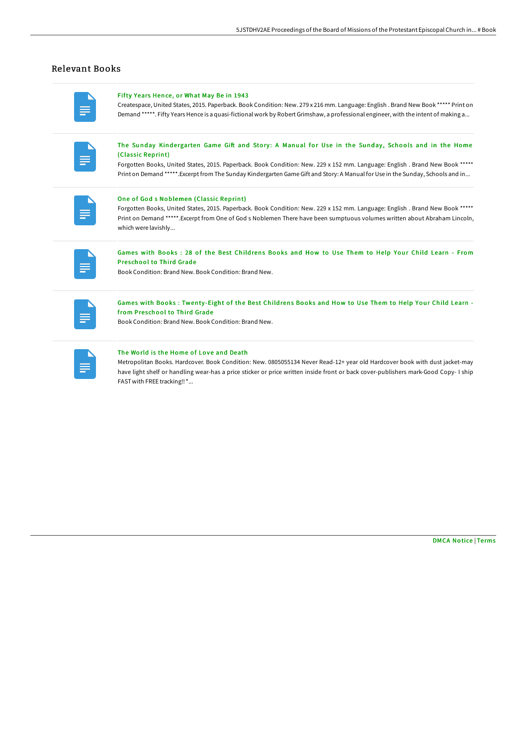## Relevant Books

### Fifty Years Hence, or What May Be in 1943

Createspace, United States, 2015. Paperback. Book Condition: New. 279 x 216 mm. Language: English . Brand New Book ***** Print on Demand *****. Fifty Years Hence is a quasi-fictional work by Robert Grimshaw, a professional engineer, with the intent of making a...

### The Sunday Kindergarten Game Gift and Story: A Manual for Use in the Sunday, Schools and in the Home (Classic Reprint)

Forgotten Books, United States, 2015. Paperback. Book Condition: New. 229 x 152 mm. Language: English . Brand New Book ***** Print on Demand *****.Excerpt from The Sunday Kindergarten Game Gift and Story: A Manual for Use in the Sunday, Schools and in...

### One of God s Noblemen (Classic Reprint)

Forgotten Books, United States, 2015. Paperback. Book Condition: New. 229 x 152 mm. Language: English . Brand New Book ***** Print on Demand *****.Excerpt from One of God s Noblemen There have been sumptuous volumes written about Abraham Lincoln, which were lavishly...

### Games with Books : 28 of the Best Childrens Books and How to Use Them to Help Your Child Learn - From Preschool to Third Grade

Book Condition: Brand New. Book Condition: Brand New.

### Games with Books : Twenty-Eight of the Best Childrens Books and How to Use Them to Help Your Child Learn - from Preschool to Third Grade

Book Condition: Brand New. Book Condition: Brand New.

### The World is the Home of Love and Death

Metropolitan Books. Hardcover. Book Condition: New. 0805055134 Never Read-12+ year old Hardcover book with dust jacket-may have light shelf or handling wear-has a price sticker or price written inside front or back cover-publishers mark-Good Copy- I ship FAST with FREE tracking!! *...